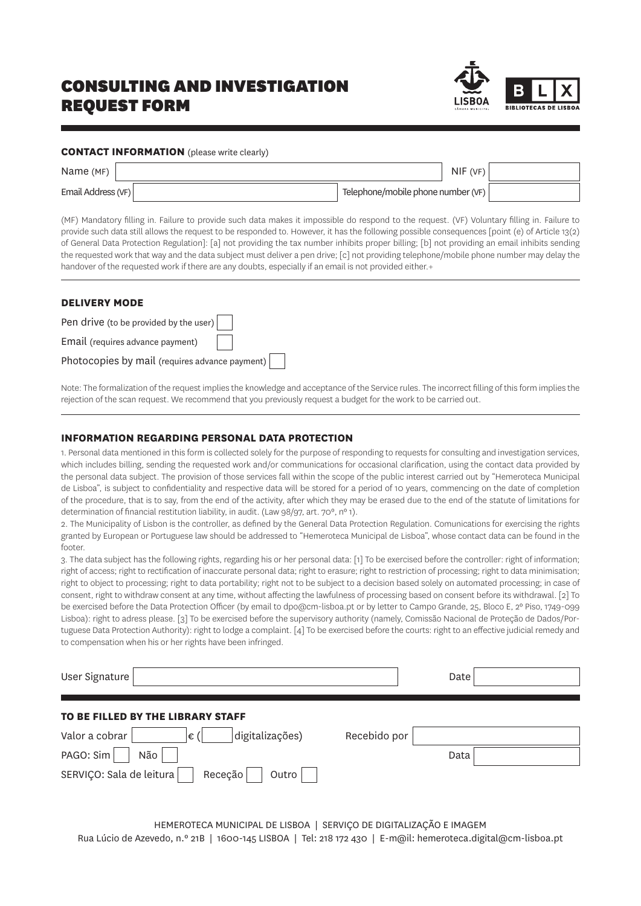# CONSULTING AND INVESTIGATION REQUEST FORM

## CONTACT INFORMATION (please write clearly)

| | | | |
|---|---|---|---|
| Name (MF) | | NIF (VF) | |
| Email Address (VF) | | Telephone/mobile phone number (VF) | |

(MF) Mandatory filling in. Failure to provide such data makes it impossible do respond to the request. (VF) Voluntary filling in. Failure to provide such data still allows the request to be responded to. However, it has the following possible consequences [point (e) of Article 13(2) of General Data Protection Regulation]: [a] not providing the tax number inhibits proper billing; [b] not providing an email inhibits sending the requested work that way and the data subject must deliver a pen drive; [c] not providing telephone/mobile phone number may delay the handover of the requested work if there are any doubts, especially if an email is not provided either.+

## DELIVERY MODE

- Pen drive (to be provided by the user) ☐
- Email (requires advance payment) ☐
- Photocopies by mail (requires advance payment) ☐

Note: The formalization of the request implies the knowledge and acceptance of the Service rules. The incorrect filling of this form implies the rejection of the scan request. We recommend that you previously request a budget for the work to be carried out.

## INFORMATION REGARDING PERSONAL DATA PROTECTION

1. Personal data mentioned in this form is collected solely for the purpose of responding to requests for consulting and investigation services, which includes billing, sending the requested work and/or communications for occasional clarification, using the contact data provided by the personal data subject. The provision of those services fall within the scope of the public interest carried out by "Hemeroteca Municipal de Lisboa", is subject to confidentiality and respective data will be stored for a period of 10 years, commencing on the date of completion of the procedure, that is to say, from the end of the activity, after which they may be erased due to the end of the statute of limitations for determination of financial restitution liability, in audit. (Law 98/97, art. 70º, nº 1).

2. The Municipality of Lisbon is the controller, as defined by the General Data Protection Regulation. Comunications for exercising the rights granted by European or Portuguese law should be addressed to "Hemeroteca Municipal de Lisboa", whose contact data can be found in the footer.

3. The data subject has the following rights, regarding his or her personal data: [1] To be exercised before the controller: right of information; right of access; right to rectification of inaccurate personal data; right to erasure; right to restriction of processing; right to data minimisation; right to object to processing; right to data portability; right not to be subject to a decision based solely on automated processing; in case of consent, right to withdraw consent at any time, without affecting the lawfulness of processing based on consent before its withdrawal. [2] To be exercised before the Data Protection Officer (by email to dpo@cm-lisboa.pt or by letter to Campo Grande, 25, Bloco E, 2º Piso, 1749-099 Lisboa): right to adress please. [3] To be exercised before the supervisory authority (namely, Comissão Nacional de Proteção de Dados/Portuguese Data Protection Authority): right to lodge a complaint. [4] To be exercised before the courts: right to an effective judicial remedy and to compensation when his or her rights have been infringed.

User Signature ______________________ Date ____________

## TO BE FILLED BY THE LIBRARY STAFF

Valor a cobrar ________ € ( ______ digitalizações) Recebido por ______________________

PAGO: Sim ☐ Não ☐ Data ____________

SERVIÇO: Sala de leitura ☐ Receção ☐ Outro ☐

HEMEROTECA MUNICIPAL DE LISBOA | SERVIÇO DE DIGITALIZAÇÃO E IMAGEM
Rua Lúcio de Azevedo, n.º 21B | 1600-145 LISBOA | Tel: 218 172 430 | E-m@il: hemeroteca.digital@cm-lisboa.pt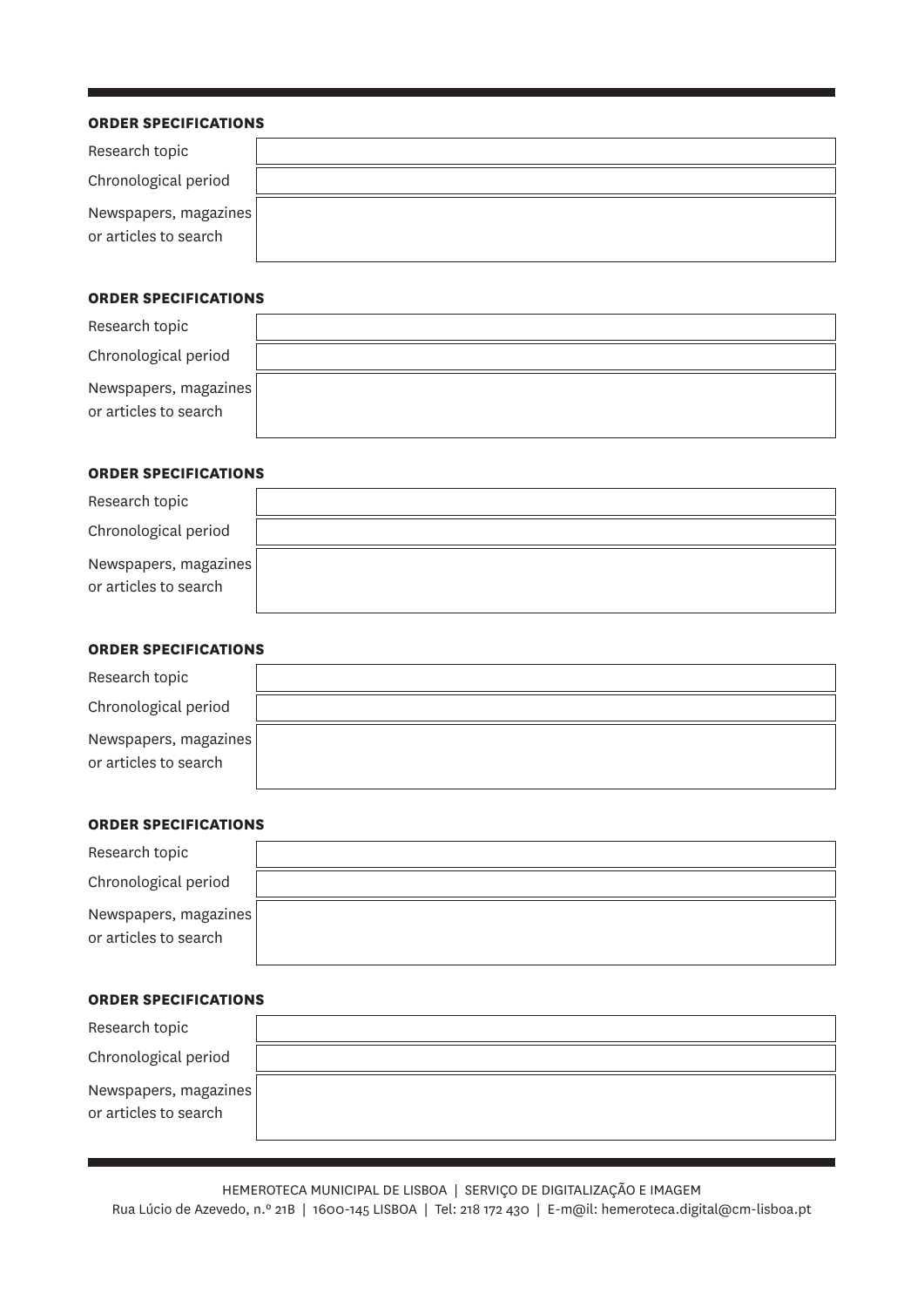**ORDER SPECIFICATIONS**

| | |
|---|---|
| Research topic | |
| Chronological period | |
| Newspapers, magazines or articles to search | |

**ORDER SPECIFICATIONS**

| | |
|---|---|
| Research topic | |
| Chronological period | |
| Newspapers, magazines or articles to search | |

**ORDER SPECIFICATIONS**

| | |
|---|---|
| Research topic | |
| Chronological period | |
| Newspapers, magazines or articles to search | |

**ORDER SPECIFICATIONS**

| | |
|---|---|
| Research topic | |
| Chronological period | |
| Newspapers, magazines or articles to search | |

**ORDER SPECIFICATIONS**

| | |
|---|---|
| Research topic | |
| Chronological period | |
| Newspapers, magazines or articles to search | |

**ORDER SPECIFICATIONS**

| | |
|---|---|
| Research topic | |
| Chronological period | |
| Newspapers, magazines or articles to search | |

HEMEROTECA MUNICIPAL DE LISBOA | SERVIÇO DE DIGITALIZAÇÃO E IMAGEM
Rua Lúcio de Azevedo, n.º 21B | 1600-145 LISBOA | Tel: 218 172 430 | E-m@il: hemeroteca.digital@cm-lisboa.pt